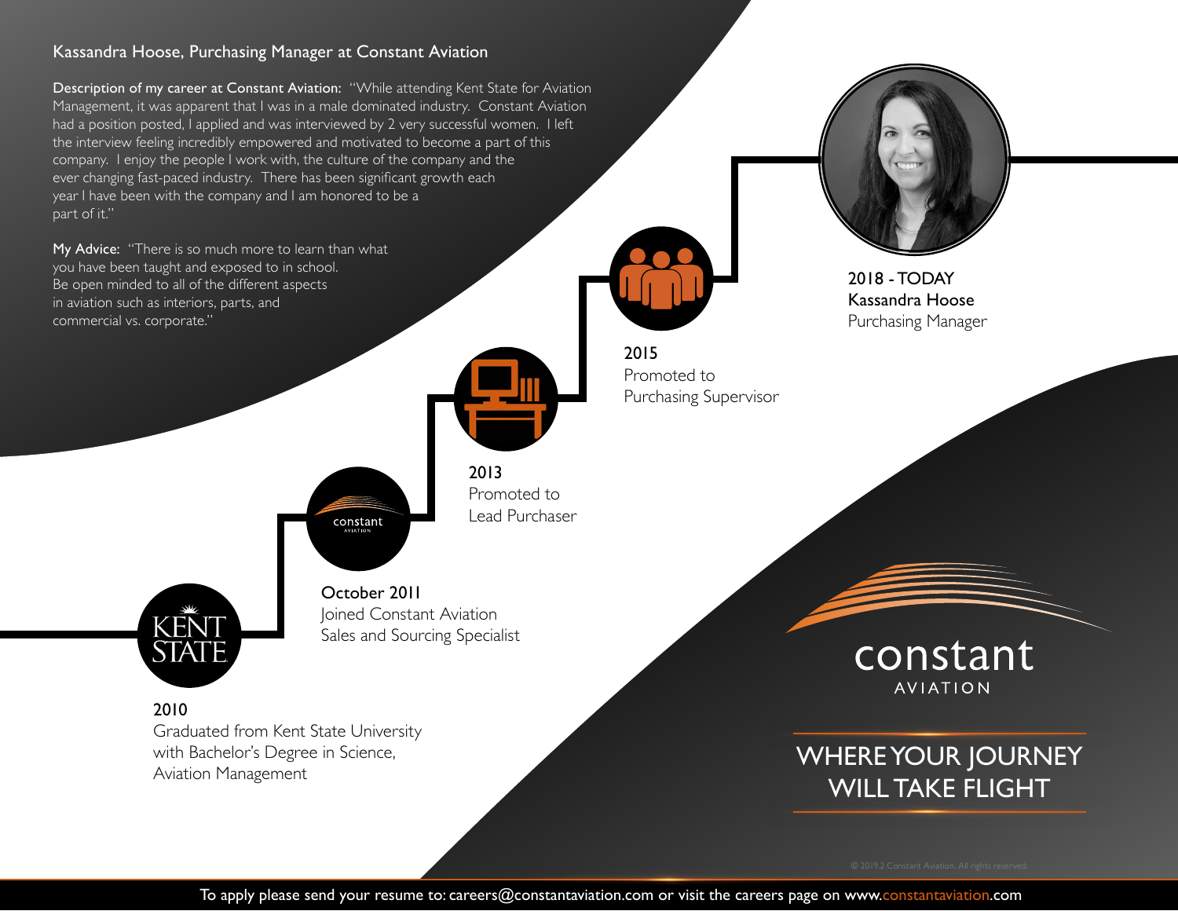## Kassandra Hoose, Purchasing Manager at Constant Aviation

**Description of my career at Constant Aviation:** "While attending Kent State for Aviation Management, it was apparent that I was in a male dominated industry. Constant Aviation had a position posted, I applied and was interviewed by 2 very successful women. I left the interview feeling incredibly empowered and motivated to become a part of this company. I enjoy the people I work with, the culture of the company and the ever changing fast-paced industry. There has been significant growth each year I have been with the company and I am honored to be a part of it."

**My Advice:** "There is so much more to learn than what you have been taught and exposed to in school. Be open minded to all of the different aspects in aviation such as interiors, parts, and commercial vs. corporate."

**2010**
Graduated from Kent State University with Bachelor's Degree in Science, Aviation Management

**October 2011**
Joined Constant Aviation
Sales and Sourcing Specialist

**2013**
Promoted to
Lead Purchaser

**2015**
Promoted to
Purchasing Supervisor

**2018 - TODAY**
**Kassandra Hoose**
Purchasing Manager

constant
AVIATION

WHERE YOUR JOURNEY WILL TAKE FLIGHT

© 2019.2 Constant Aviation. All rights reserved.

To apply please send your resume to: careers@constantaviation.com or visit the careers page on www.constantaviation.com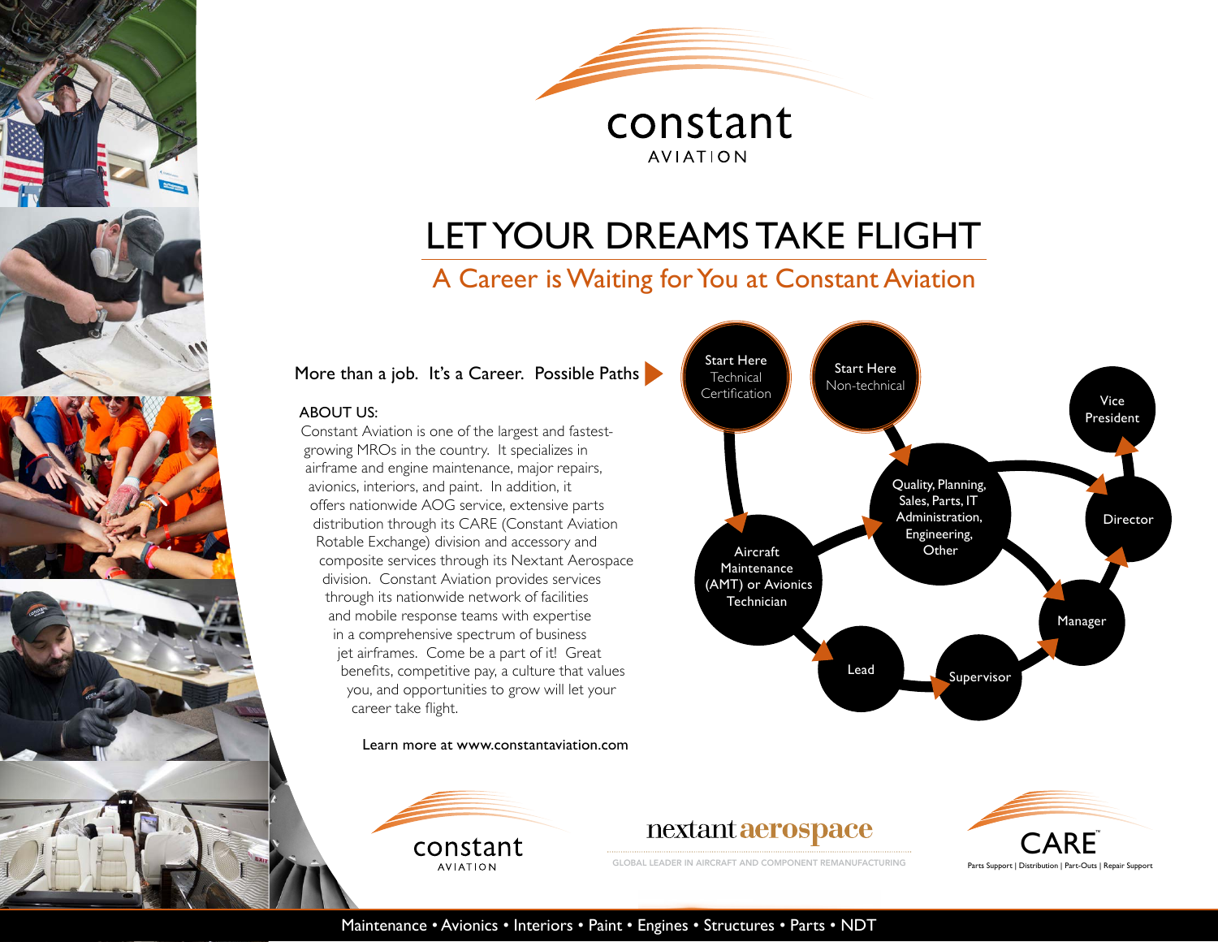constant
AVIATION

# LET YOUR DREAMS TAKE FLIGHT

## A Career is Waiting for You at Constant Aviation

More than a job. It's a Career. Possible Paths

Start Here
Technical
Certification

Start Here
Non-technical

Aircraft Maintenance (AMT) or Avionics Technician

Quality, Planning, Sales, Parts, IT Administration, Engineering, Other

Lead

Supervisor

Manager

Director

Vice President

ABOUT US:

Constant Aviation is one of the largest and fastest-growing MROs in the country. It specializes in airframe and engine maintenance, major repairs, avionics, interiors, and paint. In addition, it offers nationwide AOG service, extensive parts distribution through its CARE (Constant Aviation Rotable Exchange) division and accessory and composite services through its Nextant Aerospace division. Constant Aviation provides services through its nationwide network of facilities and mobile response teams with expertise in a comprehensive spectrum of business jet airframes. Come be a part of it! Great benefits, competitive pay, a culture that values you, and opportunities to grow will let your career take flight.

Learn more at www.constantaviation.com

constant
AVIATION

nextant aerospace
GLOBAL LEADER IN AIRCRAFT AND COMPONENT REMANUFACTURING

CARE™
Parts Support | Distribution | Part-Outs | Repair Support

Maintenance • Avionics • Interiors • Paint • Engines • Structures • Parts • NDT